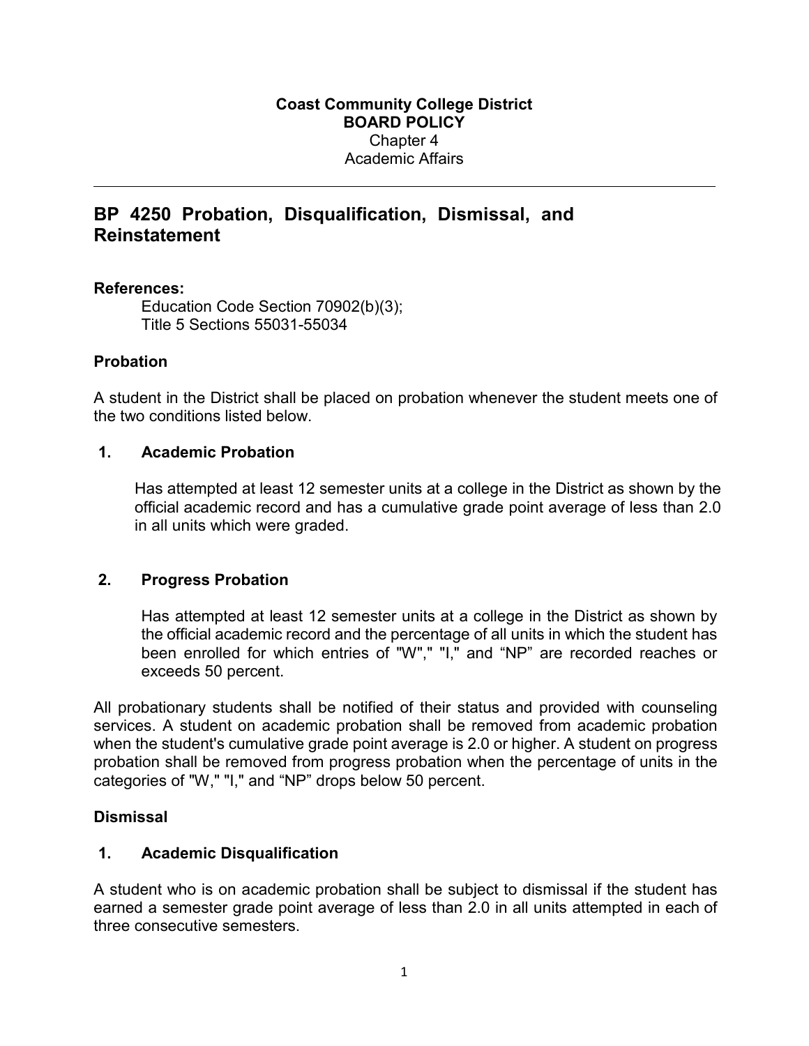**Coast Community College District**
**BOARD POLICY**
Chapter 4
Academic Affairs

---

# BP 4250 Probation, Disqualification, Dismissal, and Reinstatement

**References:**

Education Code Section 70902(b)(3);
Title 5 Sections 55031-55034

## Probation

A student in the District shall be placed on probation whenever the student meets one of the two conditions listed below.

### 1. Academic Probation

Has attempted at least 12 semester units at a college in the District as shown by the official academic record and has a cumulative grade point average of less than 2.0 in all units which were graded.

### 2. Progress Probation

Has attempted at least 12 semester units at a college in the District as shown by the official academic record and the percentage of all units in which the student has been enrolled for which entries of "W"," "I," and "NP" are recorded reaches or exceeds 50 percent.

All probationary students shall be notified of their status and provided with counseling services. A student on academic probation shall be removed from academic probation when the student's cumulative grade point average is 2.0 or higher. A student on progress probation shall be removed from progress probation when the percentage of units in the categories of "W," "I," and "NP" drops below 50 percent.

## Dismissal

### 1. Academic Disqualification

A student who is on academic probation shall be subject to dismissal if the student has earned a semester grade point average of less than 2.0 in all units attempted in each of three consecutive semesters.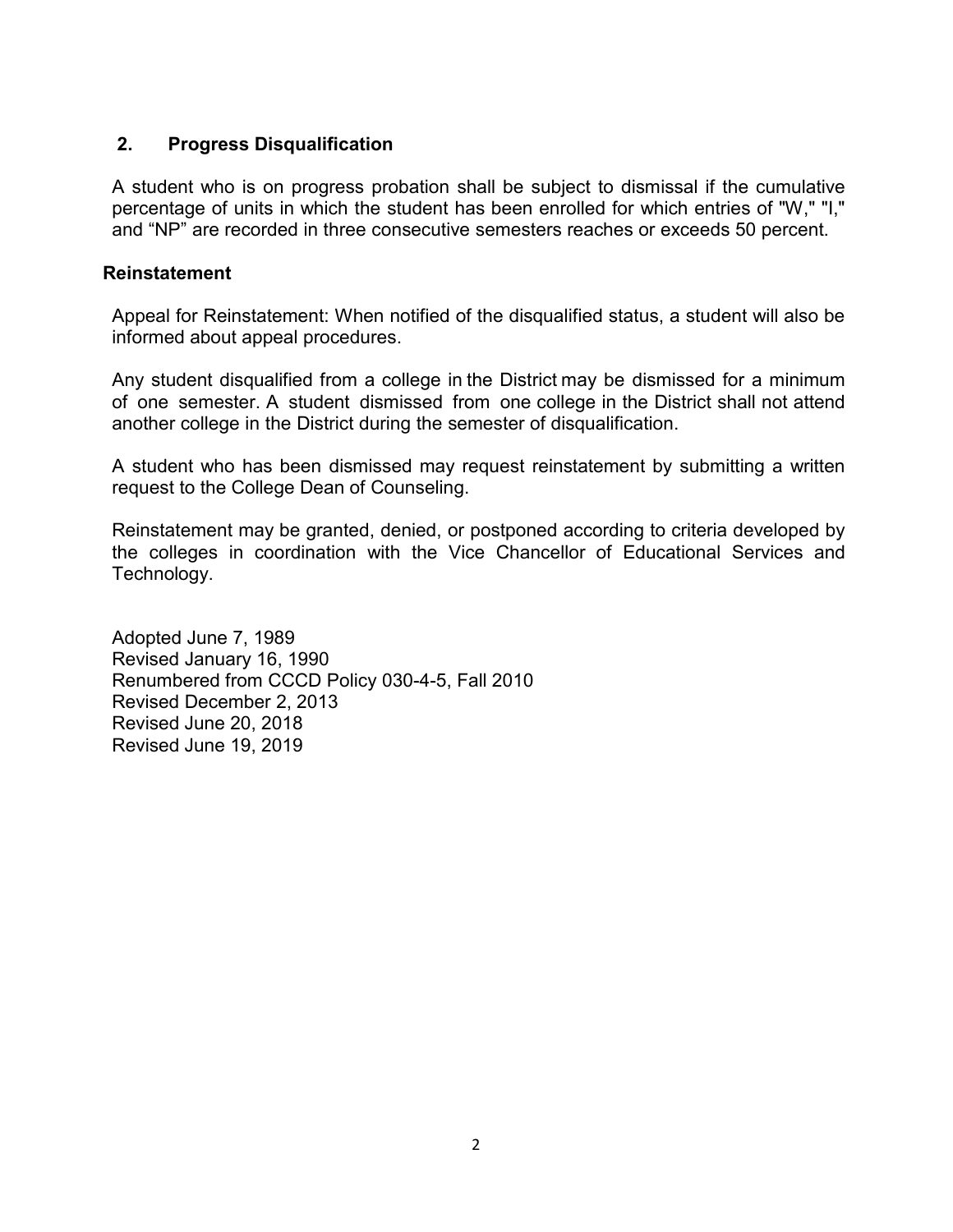### 2. Progress Disqualification

A student who is on progress probation shall be subject to dismissal if the cumulative percentage of units in which the student has been enrolled for which entries of "W," "I," and "NP" are recorded in three consecutive semesters reaches or exceeds 50 percent.

### Reinstatement

Appeal for Reinstatement: When notified of the disqualified status, a student will also be informed about appeal procedures.

Any student disqualified from a college in the District may be dismissed for a minimum of one semester. A student dismissed from one college in the District shall not attend another college in the District during the semester of disqualification.

A student who has been dismissed may request reinstatement by submitting a written request to the College Dean of Counseling.

Reinstatement may be granted, denied, or postponed according to criteria developed by the colleges in coordination with the Vice Chancellor of Educational Services and Technology.

Adopted June 7, 1989
Revised January 16, 1990
Renumbered from CCCD Policy 030-4-5, Fall 2010
Revised December 2, 2013
Revised June 20, 2018
Revised June 19, 2019